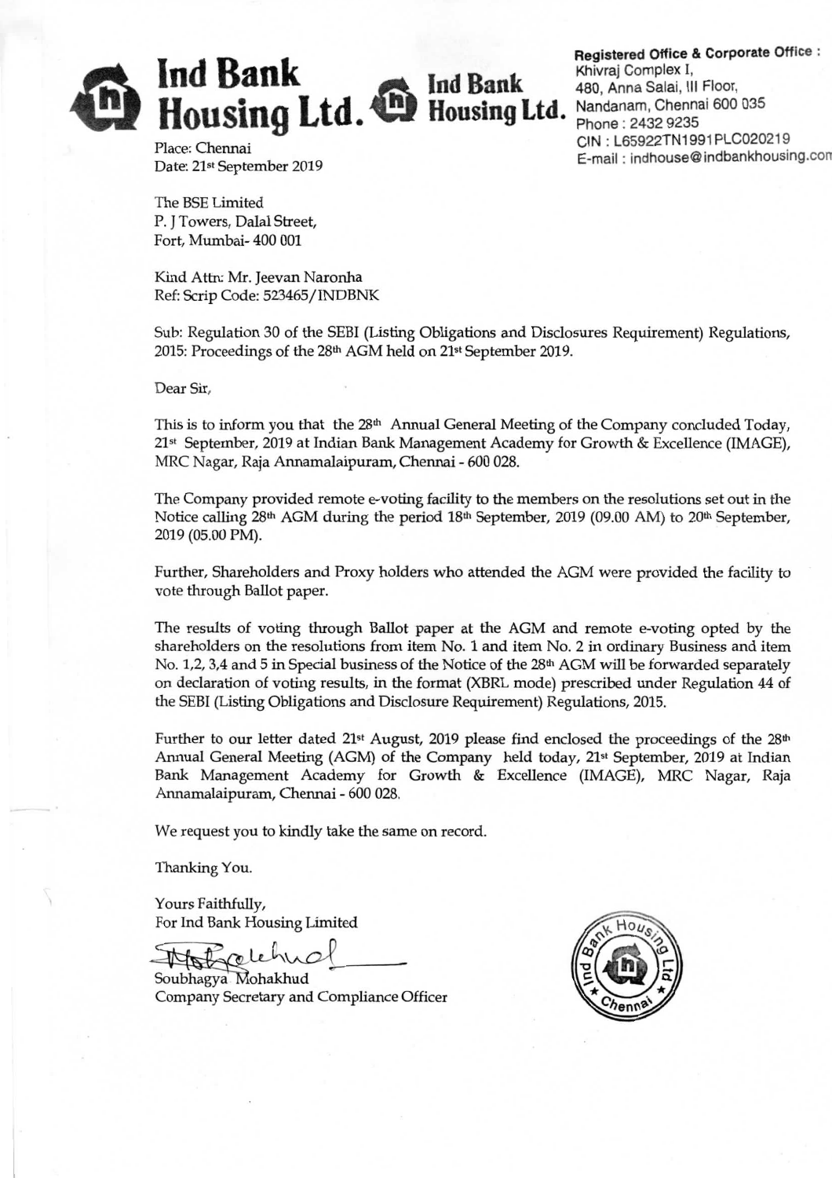# Ind Bank Housing Ltd.

**Registered Office & Corporate Office :**
Khivraj Complex I,
480, Anna Salai, III Floor,
Nandanam, Chennai 600 035
Phone : 2432 9235
CIN : L65922TN1991PLC020219
E-mail : indhouse@indbankhousing.com

Place: Chennai
Date: 21st September 2019

The BSE Limited
P. J Towers, Dalal Street,
Fort, Mumbai- 400 001

Kind Attn: Mr. Jeevan Naronha
Ref: Scrip Code: 523465/INDBNK

Sub: Regulation 30 of the SEBI (Listing Obligations and Disclosures Requirement) Regulations, 2015: Proceedings of the 28th AGM held on 21st September 2019.

Dear Sir,

This is to inform you that the 28th Annual General Meeting of the Company concluded Today, 21st September, 2019 at Indian Bank Management Academy for Growth & Excellence (IMAGE), MRC Nagar, Raja Annamalaipuram, Chennai - 600 028.

The Company provided remote e-voting facility to the members on the resolutions set out in the Notice calling 28th AGM during the period 18th September, 2019 (09.00 AM) to 20th September, 2019 (05.00 PM).

Further, Shareholders and Proxy holders who attended the AGM were provided the facility to vote through Ballot paper.

The results of voting through Ballot paper at the AGM and remote e-voting opted by the shareholders on the resolutions from item No. 1 and item No. 2 in ordinary Business and item No. 1,2, 3,4 and 5 in Special business of the Notice of the 28th AGM will be forwarded separately on declaration of voting results, in the format (XBRL mode) prescribed under Regulation 44 of the SEBI (Listing Obligations and Disclosure Requirement) Regulations, 2015.

Further to our letter dated 21st August, 2019 please find enclosed the proceedings of the 28th Annual General Meeting (AGM) of the Company held today, 21st September, 2019 at Indian Bank Management Academy for Growth & Excellence (IMAGE), MRC Nagar, Raja Annamalaipuram, Chennai - 600 028.

We request you to kindly take the same on record.

Thanking You.

Yours Faithfully,
For Ind Bank Housing Limited

Soubhagya Mohakhud
Company Secretary and Compliance Officer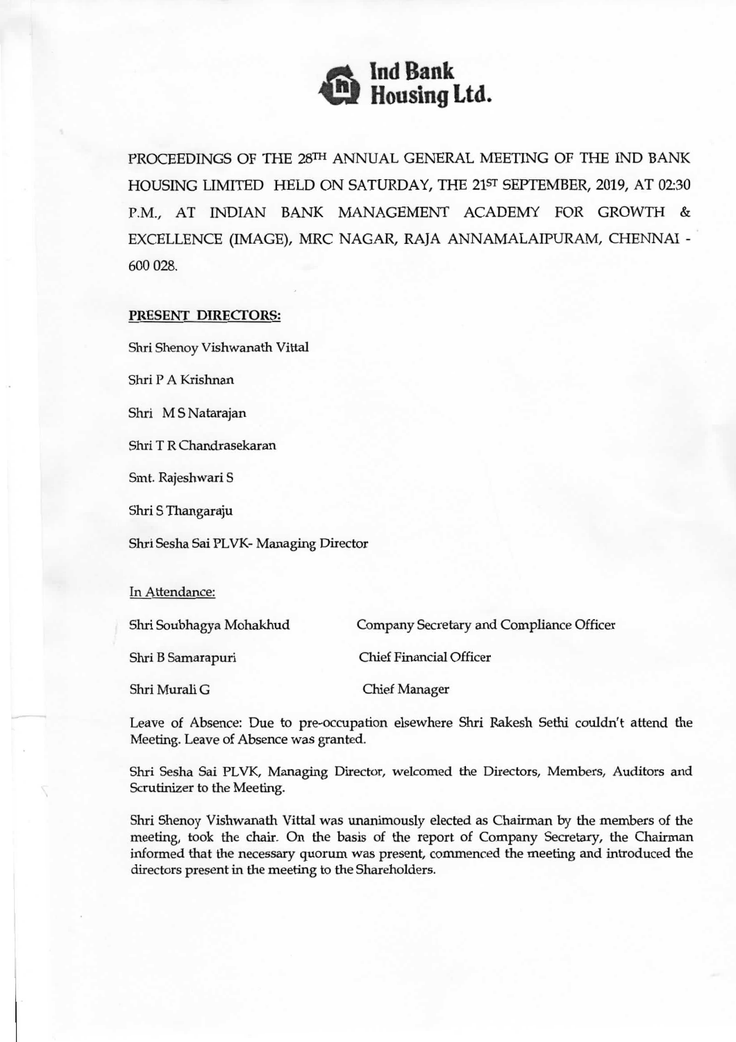# Ind Bank Housing Ltd.

PROCEEDINGS OF THE 28TH ANNUAL GENERAL MEETING OF THE IND BANK HOUSING LIMITED HELD ON SATURDAY, THE 21ST SEPTEMBER, 2019, AT 02:30 P.M., AT INDIAN BANK MANAGEMENT ACADEMY FOR GROWTH & EXCELLENCE (IMAGE), MRC NAGAR, RAJA ANNAMALAIPURAM, CHENNAI - 600 028.

**PRESENT DIRECTORS:**

Shri Shenoy Vishwanath Vittal

Shri P A Krishnan

Shri M S Natarajan

Shri T R Chandrasekaran

Smt. Rajeshwari S

Shri S Thangaraju

Shri Sesha Sai PLVK- Managing Director

In Attendance:

| | |
|---|---|
| Shri Soubhagya Mohakhud | Company Secretary and Compliance Officer |
| Shri B Samarapuri | Chief Financial Officer |
| Shri Murali G | Chief Manager |

Leave of Absence: Due to pre-occupation elsewhere Shri Rakesh Sethi couldn't attend the Meeting. Leave of Absence was granted.

Shri Sesha Sai PLVK, Managing Director, welcomed the Directors, Members, Auditors and Scrutinizer to the Meeting.

Shri Shenoy Vishwanath Vittal was unanimously elected as Chairman by the members of the meeting, took the chair. On the basis of the report of Company Secretary, the Chairman informed that the necessary quorum was present, commenced the meeting and introduced the directors present in the meeting to the Shareholders.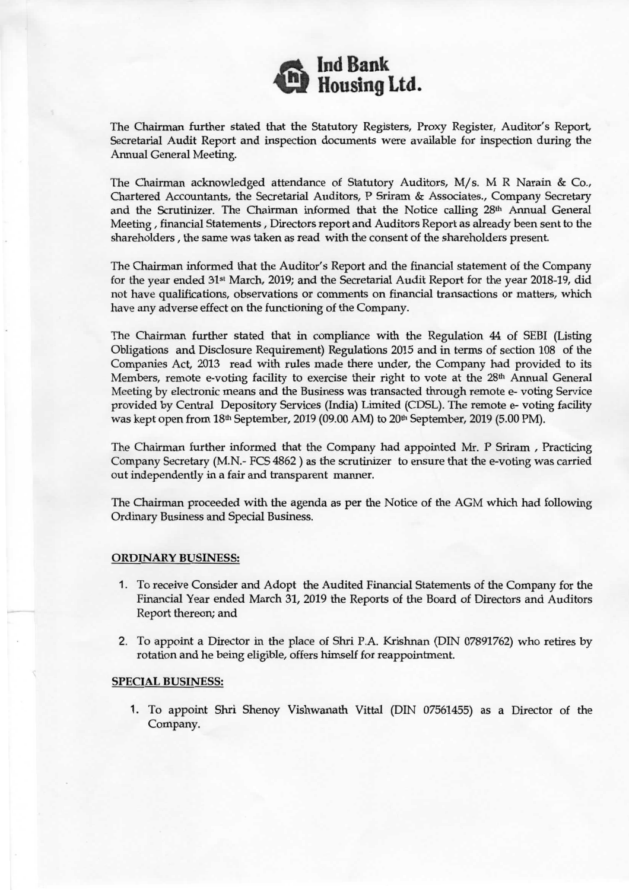# Ind Bank Housing Ltd.

The Chairman further stated that the Statutory Registers, Proxy Register, Auditor's Report, Secretarial Audit Report and inspection documents were available for inspection during the Annual General Meeting.

The Chairman acknowledged attendance of Statutory Auditors, M/s. M R Narain & Co., Chartered Accountants, the Secretarial Auditors, P Sriram & Associates., Company Secretary and the Scrutinizer. The Chairman informed that the Notice calling 28th Annual General Meeting , financial Statements , Directors report and Auditors Report as already been sent to the shareholders , the same was taken as read with the consent of the shareholders present.

The Chairman informed that the Auditor's Report and the financial statement of the Company for the year ended 31st March, 2019; and the Secretarial Audit Report for the year 2018-19, did not have qualifications, observations or comments on financial transactions or matters, which have any adverse effect on the functioning of the Company.

The Chairman further stated that in compliance with the Regulation 44 of SEBI (Listing Obligations and Disclosure Requirement) Regulations 2015 and in terms of section 108 of the Companies Act, 2013 read with rules made there under, the Company had provided to its Members, remote e-voting facility to exercise their right to vote at the 28th Annual General Meeting by electronic means and the Business was transacted through remote e- voting Service provided by Central Depository Services (India) Limited (CDSL). The remote e- voting facility was kept open from 18th September, 2019 (09.00 AM) to 20th September, 2019 (5.00 PM).

The Chairman further informed that the Company had appointed Mr. P Sriram , Practicing Company Secretary (M.N.- FCS 4862 ) as the scrutinizer to ensure that the e-voting was carried out independently in a fair and transparent manner.

The Chairman proceeded with the agenda as per the Notice of the AGM which had following Ordinary Business and Special Business.

**ORDINARY BUSINESS:**

1. To receive Consider and Adopt the Audited Financial Statements of the Company for the Financial Year ended March 31, 2019 the Reports of the Board of Directors and Auditors Report thereon; and
2. To appoint a Director in the place of Shri P.A. Krishnan (DIN 07891762) who retires by rotation and he being eligible, offers himself for reappointment.

**SPECIAL BUSINESS:**

1. To appoint Shri Shenoy Vishwanath Vittal (DIN 07561455) as a Director of the Company.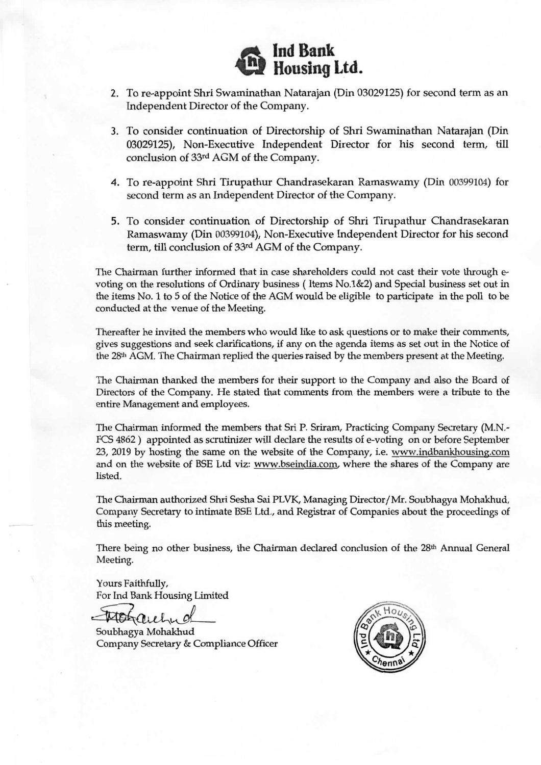2. To re-appoint Shri Swaminathan Natarajan (Din 03029125) for second term as an Independent Director of the Company.

3. To consider continuation of Directorship of Shri Swaminathan Natarajan (Din 03029125), Non-Executive Independent Director for his second term, till conclusion of 33rd AGM of the Company.

4. To re-appoint Shri Tirupathur Chandrasekaran Ramaswamy (Din 00399104) for second term as an Independent Director of the Company.

5. To consider continuation of Directorship of Shri Tirupathur Chandrasekaran Ramaswamy (Din 00399104), Non-Executive Independent Director for his second term, till conclusion of 33rd AGM of the Company.

The Chairman further informed that in case shareholders could not cast their vote through e-voting on the resolutions of Ordinary business ( Items No.1&2) and Special business set out in the items No. 1 to 5 of the Notice of the AGM would be eligible to participate in the poll to be conducted at the venue of the Meeting.

Thereafter he invited the members who would like to ask questions or to make their comments, gives suggestions and seek clarifications, if any on the agenda items as set out in the Notice of the 28th AGM. The Chairman replied the queries raised by the members present at the Meeting.

The Chairman thanked the members for their support to the Company and also the Board of Directors of the Company. He stated that comments from the members were a tribute to the entire Management and employees.

The Chairman informed the members that Sri P. Sriram, Practicing Company Secretary (M.N.- FCS 4862 ) appointed as scrutinizer will declare the results of e-voting on or before September 23, 2019 by hosting the same on the website of the Company, i.e. www.indbankhousing.com and on the website of BSE Ltd viz: www.bseindia.com, where the shares of the Company are listed.

The Chairman authorized Shri Sesha Sai PLVK, Managing Director/Mr. Soubhagya Mohakhud, Company Secretary to intimate BSE Ltd., and Registrar of Companies about the proceedings of this meeting.

There being no other business, the Chairman declared conclusion of the 28th Annual General Meeting.

Yours Faithfully,
For Ind Bank Housing Limited

Soubhagya Mohakhud
Company Secretary & Compliance Officer